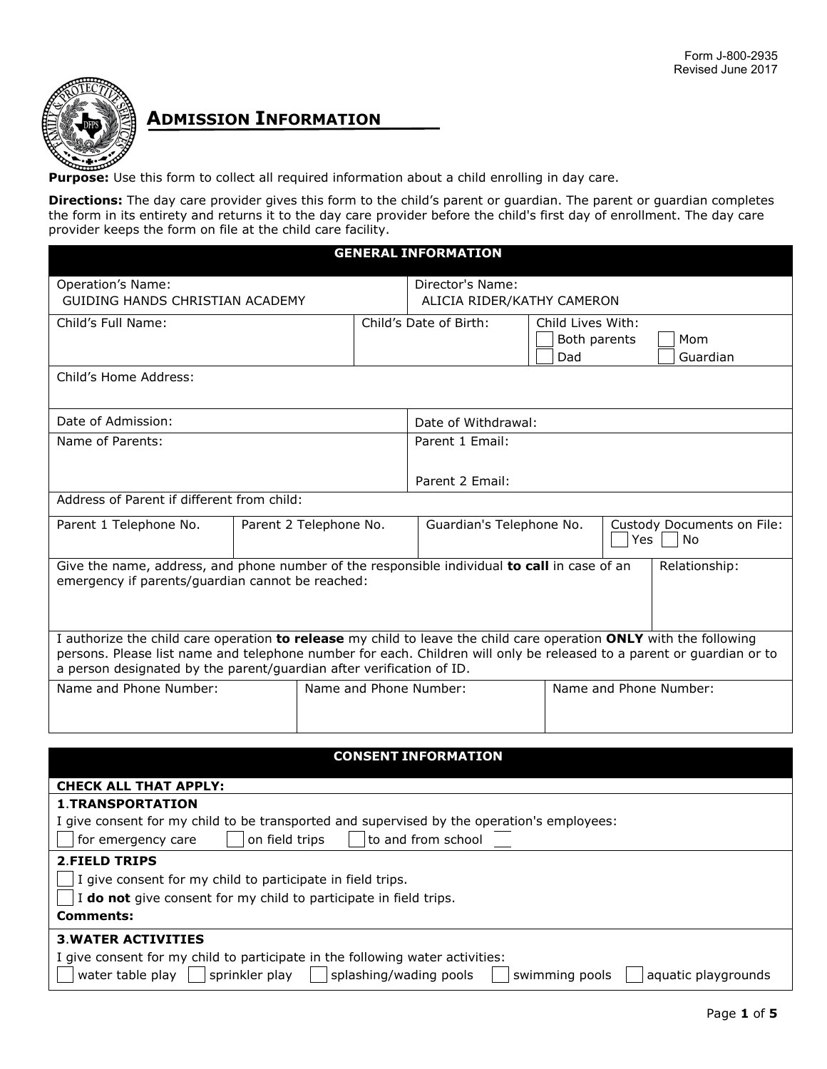Form J-800-2935
Revised June 2017

# ADMISSION INFORMATION

**Purpose:** Use this form to collect all required information about a child enrolling in day care.

**Directions:** The day care provider gives this form to the child's parent or guardian. The parent or guardian completes the form in its entirety and returns it to the day care provider before the child's first day of enrollment. The day care provider keeps the form on file at the child care facility.

## GENERAL INFORMATION

| | |
|---|---|
| Operation's Name: GUIDING HANDS CHRISTIAN ACADEMY | Director's Name: ALICIA RIDER/KATHY CAMERON |
| Child's Full Name: | Child's Date of Birth: |
| Child Lives With: ☐ Both parents ☐ Mom ☐ Dad ☐ Guardian | |
| Child's Home Address: | |
| Date of Admission: | Date of Withdrawal: |
| Name of Parents: | Parent 1 Email: <br> Parent 2 Email: |
| Address of Parent if different from child: | |

| Parent 1 Telephone No. | Parent 2 Telephone No. | Guardian's Telephone No. | Custody Documents on File: ☐ Yes ☐ No |
|---|---|---|---|
| | | | |

| Give the name, address, and phone number of the responsible individual **to call** in case of an emergency if parents/guardian cannot be reached: | Relationship: |
|---|---|
| | |

I authorize the child care operation **to release** my child to leave the child care operation **ONLY** with the following persons. Please list name and telephone number for each. Children will only be released to a parent or guardian or to a person designated by the parent/guardian after verification of ID.

| Name and Phone Number: | Name and Phone Number: | Name and Phone Number: |
|---|---|---|
| | | |

## CONSENT INFORMATION

**CHECK ALL THAT APPLY:**

**1. TRANSPORTATION**

I give consent for my child to be transported and supervised by the operation's employees:

☐ for emergency care ☐ on field trips ☐ to and from school ___

**2. FIELD TRIPS**

☐ I give consent for my child to participate in field trips.

☐ I **do not** give consent for my child to participate in field trips.

**Comments:**

**3. WATER ACTIVITIES**

I give consent for my child to participate in the following water activities:

☐ water table play ☐ sprinkler play ☐ splashing/wading pools ☐ swimming pools ☐ aquatic playgrounds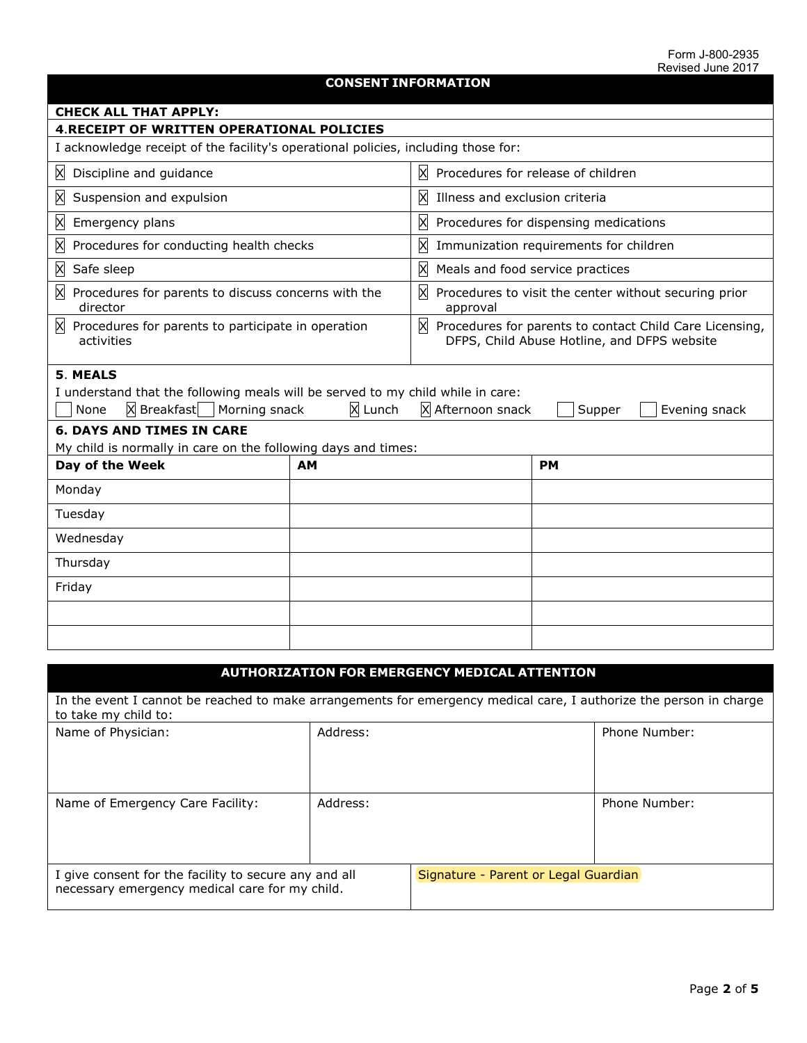## CONSENT INFORMATION

**CHECK ALL THAT APPLY:**

**4. RECEIPT OF WRITTEN OPERATIONAL POLICIES**

I acknowledge receipt of the facility's operational policies, including those for:

| | |
|---|---|
| ☒ Discipline and guidance | ☒ Procedures for release of children |
| ☒ Suspension and expulsion | ☒ Illness and exclusion criteria |
| ☒ Emergency plans | ☒ Procedures for dispensing medications |
| ☒ Procedures for conducting health checks | ☒ Immunization requirements for children |
| ☒ Safe sleep | ☒ Meals and food service practices |
| ☒ Procedures for parents to discuss concerns with the director | ☒ Procedures to visit the center without securing prior approval |
| ☒ Procedures for parents to participate in operation activities | ☒ Procedures for parents to contact Child Care Licensing, DFPS, Child Abuse Hotline, and DFPS website |

**5. MEALS**

I understand that the following meals will be served to my child while in care:

☐ None ☒ Breakfast ☐ Morning snack ☒ Lunch ☒ Afternoon snack ☐ Supper ☐ Evening snack

**6. DAYS AND TIMES IN CARE**

My child is normally in care on the following days and times:

| Day of the Week | AM | PM |
|---|---|---|
| Monday | | |
| Tuesday | | |
| Wednesday | | |
| Thursday | | |
| Friday | | |
| | | |
| | | |

## AUTHORIZATION FOR EMERGENCY MEDICAL ATTENTION

In the event I cannot be reached to make arrangements for emergency medical care, I authorize the person in charge to take my child to:

| Name of Physician: | Address: | Phone Number: |
|---|---|---|
| Name of Emergency Care Facility: | Address: | Phone Number: |

| | |
|---|---|
| I give consent for the facility to secure any and all necessary emergency medical care for my child. | Signature - Parent or Legal Guardian |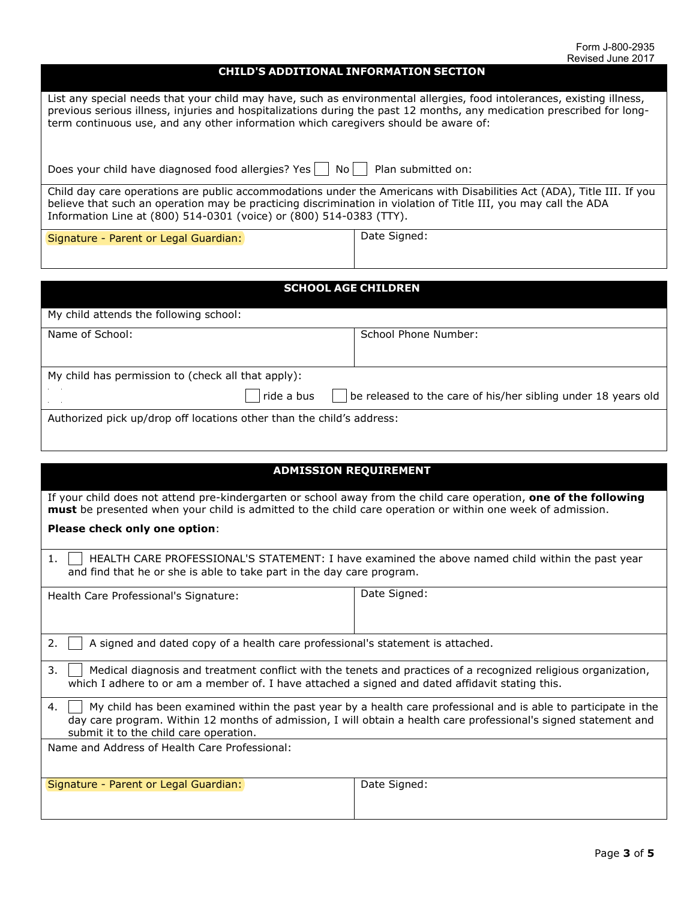Form J-800-2935
Revised June 2017

## CHILD'S ADDITIONAL INFORMATION SECTION

List any special needs that your child may have, such as environmental allergies, food intolerances, existing illness, previous serious illness, injuries and hospitalizations during the past 12 months, any medication prescribed for long-term continuous use, and any other information which caregivers should be aware of:

Does your child have diagnosed food allergies? Yes ☐ No ☐ Plan submitted on:

Child day care operations are public accommodations under the Americans with Disabilities Act (ADA), Title III. If you believe that such an operation may be practicing discrimination in violation of Title III, you may call the ADA Information Line at (800) 514-0301 (voice) or (800) 514-0383 (TTY).

| Signature - Parent or Legal Guardian: | Date Signed: |
| --- | --- |
| | |

## SCHOOL AGE CHILDREN

My child attends the following school:

| Name of School: | School Phone Number: |
| --- | --- |
| | |

My child has permission to (check all that apply):

☐ ride a bus ☐ be released to the care of his/her sibling under 18 years old

Authorized pick up/drop off locations other than the child's address:

## ADMISSION REQUIREMENT

If your child does not attend pre-kindergarten or school away from the child care operation, **one of the following must** be presented when your child is admitted to the child care operation or within one week of admission.

**Please check only one option**:

1. ☐ HEALTH CARE PROFESSIONAL'S STATEMENT: I have examined the above named child within the past year and find that he or she is able to take part in the day care program.

| Health Care Professional's Signature: | Date Signed: |
| --- | --- |
| | |

2. ☐ A signed and dated copy of a health care professional's statement is attached.

3. ☐ Medical diagnosis and treatment conflict with the tenets and practices of a recognized religious organization, which I adhere to or am a member of. I have attached a signed and dated affidavit stating this.

4. ☐ My child has been examined within the past year by a health care professional and is able to participate in the day care program. Within 12 months of admission, I will obtain a health care professional's signed statement and submit it to the child care operation.

Name and Address of Health Care Professional:

| Signature - Parent or Legal Guardian: | Date Signed: |
| --- | --- |
| | |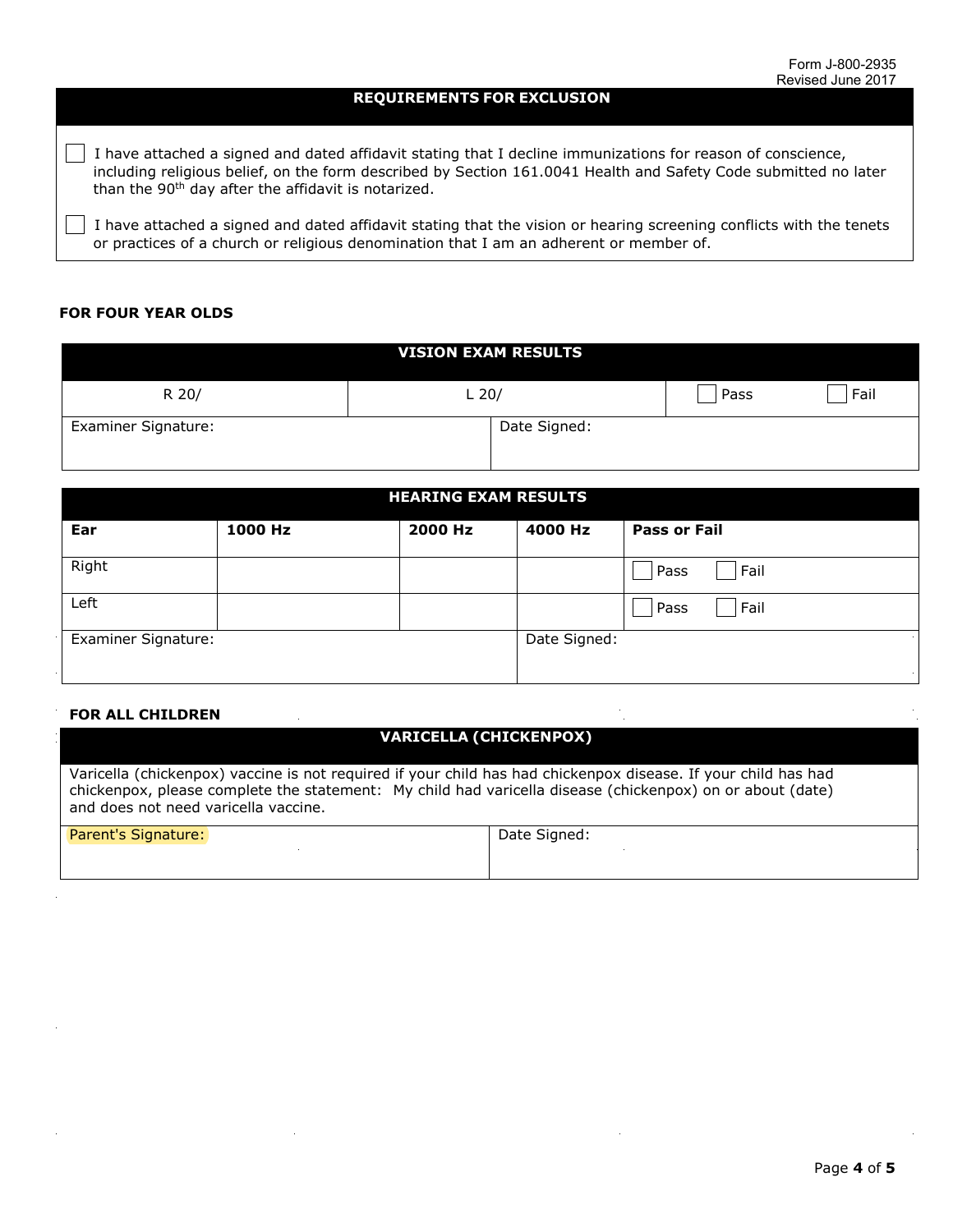Form J-800-2935
Revised June 2017

| REQUIREMENTS FOR EXCLUSION |
| --- |
| ☐ I have attached a signed and dated affidavit stating that I decline immunizations for reason of conscience, including religious belief, on the form described by Section 161.0041 Health and Safety Code submitted no later than the 90th day after the affidavit is notarized. |
| ☐ I have attached a signed and dated affidavit stating that the vision or hearing screening conflicts with the tenets or practices of a church or religious denomination that I am an adherent or member of. |

**FOR FOUR YEAR OLDS**

| VISION EXAM RESULTS | | | |
| --- | --- | --- | --- |
| R 20/ | L 20/ | ☐ Pass | ☐ Fail |
| Examiner Signature: | Date Signed: | | |

| HEARING EXAM RESULTS | | | | |
| --- | --- | --- | --- | --- |
| **Ear** | **1000 Hz** | **2000 Hz** | **4000 Hz** | **Pass or Fail** |
| Right | | | | ☐ Pass ☐ Fail |
| Left | | | | ☐ Pass ☐ Fail |
| Examiner Signature: | | | Date Signed: | |

**FOR ALL CHILDREN**

| VARICELLA (CHICKENPOX) | |
| --- | --- |
| Varicella (chickenpox) vaccine is not required if your child has had chickenpox disease. If your child has had chickenpox, please complete the statement: My child had varicella disease (chickenpox) on or about (date) and does not need varicella vaccine. | |
| Parent's Signature: | Date Signed: |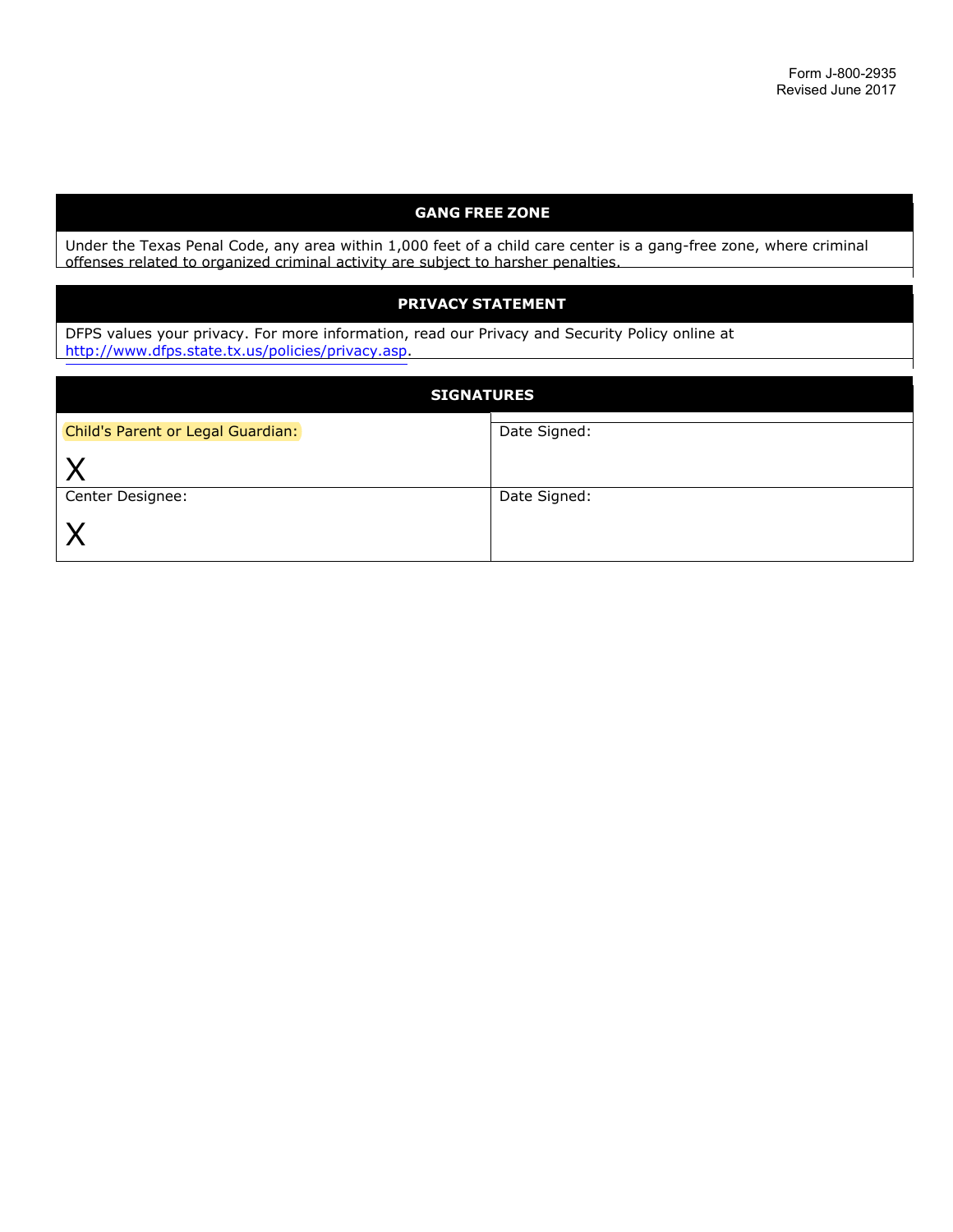Form J-800-2935
Revised June 2017

## GANG FREE ZONE

Under the Texas Penal Code, any area within 1,000 feet of a child care center is a gang-free zone, where criminal offenses related to organized criminal activity are subject to harsher penalties.

## PRIVACY STATEMENT

DFPS values your privacy. For more information, read our Privacy and Security Policy online at http://www.dfps.state.tx.us/policies/privacy.asp.

## SIGNATURES

| Child's Parent or Legal Guardian: X | Date Signed: |
|---|---|
| Center Designee: X | Date Signed: |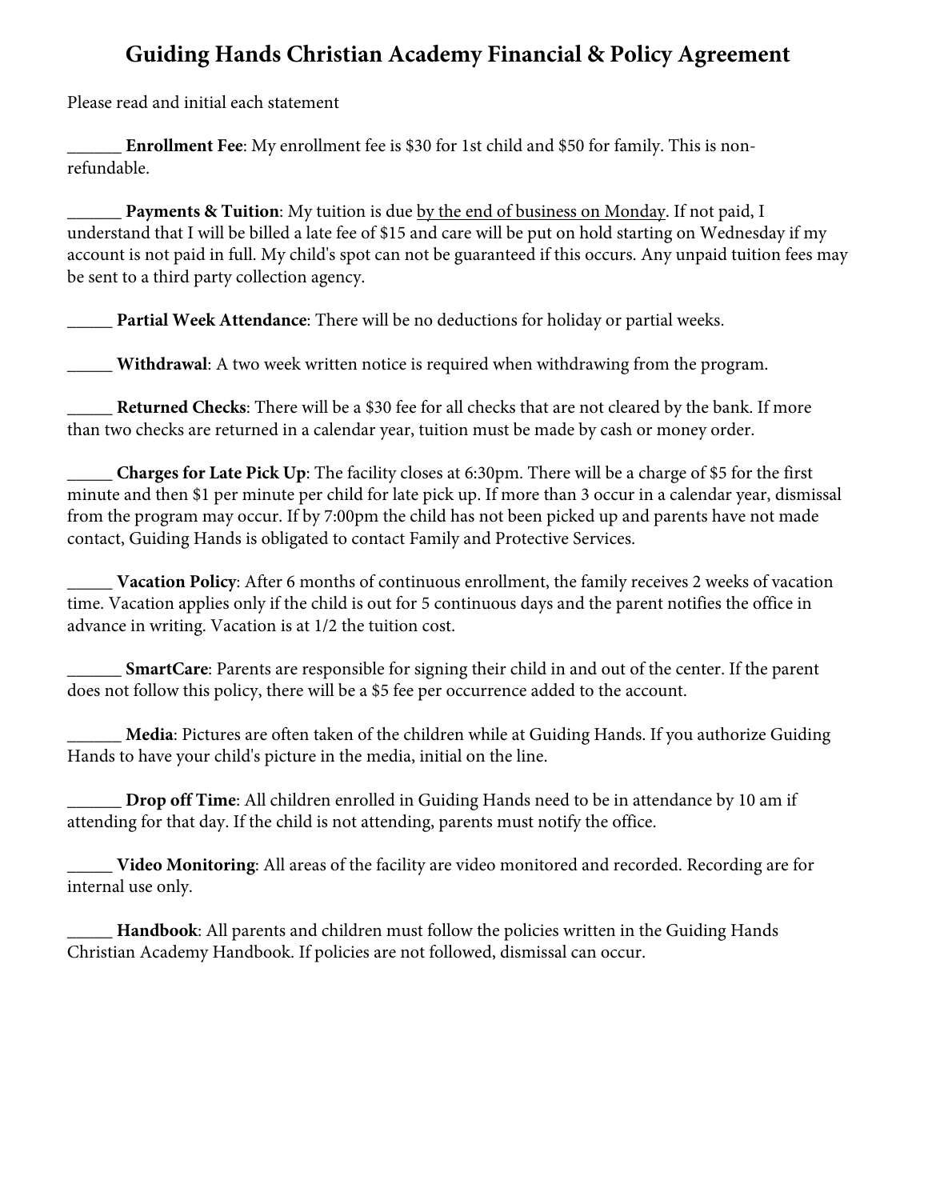# Guiding Hands Christian Academy Financial & Policy Agreement

Please read and initial each statement

______ **Enrollment Fee**: My enrollment fee is $30 for 1st child and $50 for family. This is non-refundable.

______ **Payments & Tuition**: My tuition is due <u>by the end of business on Monday</u>. If not paid, I understand that I will be billed a late fee of $15 and care will be put on hold starting on Wednesday if my account is not paid in full. My child's spot can not be guaranteed if this occurs. Any unpaid tuition fees may be sent to a third party collection agency.

_____ **Partial Week Attendance**: There will be no deductions for holiday or partial weeks.

_____ **Withdrawal**: A two week written notice is required when withdrawing from the program.

_____ **Returned Checks**: There will be a $30 fee for all checks that are not cleared by the bank. If more than two checks are returned in a calendar year, tuition must be made by cash or money order.

_____ **Charges for Late Pick Up**: The facility closes at 6:30pm. There will be a charge of $5 for the first minute and then $1 per minute per child for late pick up. If more than 3 occur in a calendar year, dismissal from the program may occur. If by 7:00pm the child has not been picked up and parents have not made contact, Guiding Hands is obligated to contact Family and Protective Services.

_____ **Vacation Policy**: After 6 months of continuous enrollment, the family receives 2 weeks of vacation time. Vacation applies only if the child is out for 5 continuous days and the parent notifies the office in advance in writing. Vacation is at 1/2 the tuition cost.

______ **SmartCare**: Parents are responsible for signing their child in and out of the center. If the parent does not follow this policy, there will be a $5 fee per occurrence added to the account.

______ **Media**: Pictures are often taken of the children while at Guiding Hands. If you authorize Guiding Hands to have your child's picture in the media, initial on the line.

______ **Drop off Time**: All children enrolled in Guiding Hands need to be in attendance by 10 am if attending for that day. If the child is not attending, parents must notify the office.

_____ **Video Monitoring**: All areas of the facility are video monitored and recorded. Recording are for internal use only.

_____ **Handbook**: All parents and children must follow the policies written in the Guiding Hands Christian Academy Handbook. If policies are not followed, dismissal can occur.